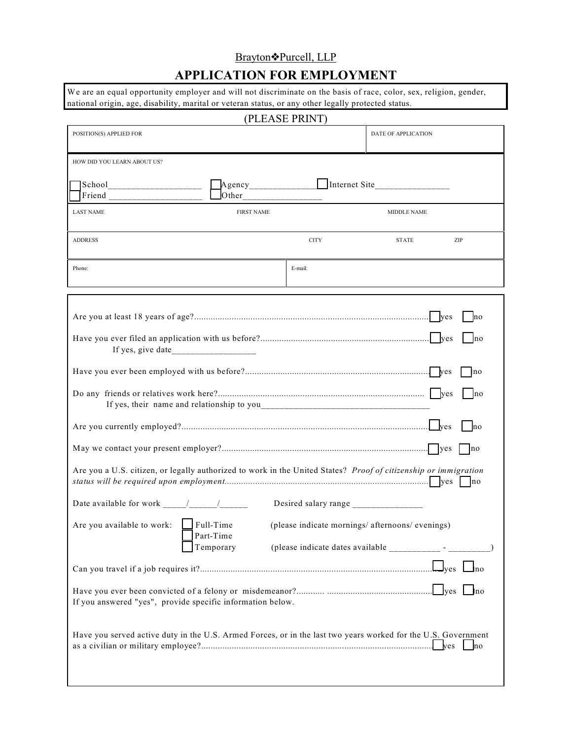Brayton❖Purcell, LLP

# APPLICATION FOR EMPLOYMENT

We are an equal opportunity employer and will not discriminate on the basis of race, color, sex, religion, gender, national origin, age, disability, marital or veteran status, or any other legally protected status.

(PLEASE PRINT)

| POSITION(S) APPLIED FOR | DATE OF APPLICATION |
|---|---|
| | |

HOW DID YOU LEARN ABOUT US?

☐ School___________________ ☐ Agency______________ ☐ Internet Site_______________
☐ Friend ___________________ ☐ Other________________

| LAST NAME | FIRST NAME | MIDDLE NAME |
|---|---|---|
| | | |

| ADDRESS | CITY | STATE | ZIP |
|---|---|---|---|
| | | | |

| Phone: | E-mail: |
|---|---|
| | |

Are you at least 18 years of age?........................................................................................ ☐ yes ☐ no

Have you ever filed an application with us before?........................................................................ ☐ yes ☐ no
If yes, give date_________________

Have you ever been employed with us before?........................................................................ ☐ yes ☐ no

Do any friends or relatives work here?........................................................................ ☐ yes ☐ no
If yes, their name and relationship to you___________________________________

Are you currently employed?........................................................................................ ☐ yes ☐ no

May we contact your present employer?........................................................................ ☐ yes ☐ no

Are you a U.S. citizen, or legally authorized to work in the United States? *Proof of citizenship or immigration status will be required upon employment.*...................................................................................... ☐ yes ☐ no

Date available for work _____/______/______ Desired salary range ______________

Are you available to work: ☐ Full-Time (please indicate mornings/ afternoons/ evenings)
☐ Part-Time
☐ Temporary (please indicate dates available __________ - ________)

Can you travel if a job requires it?........................................................................................ ☐ yes ☐ no

Have you ever been convicted of a felony or misdemeanor?............ ............................................ ☐ yes ☐ no
If you answered "yes", provide specific information below.

Have you served active duty in the U.S. Armed Forces, or in the last two years worked for the U.S. Government as a civilian or military employee?........................................................................................ ☐ yes ☐ no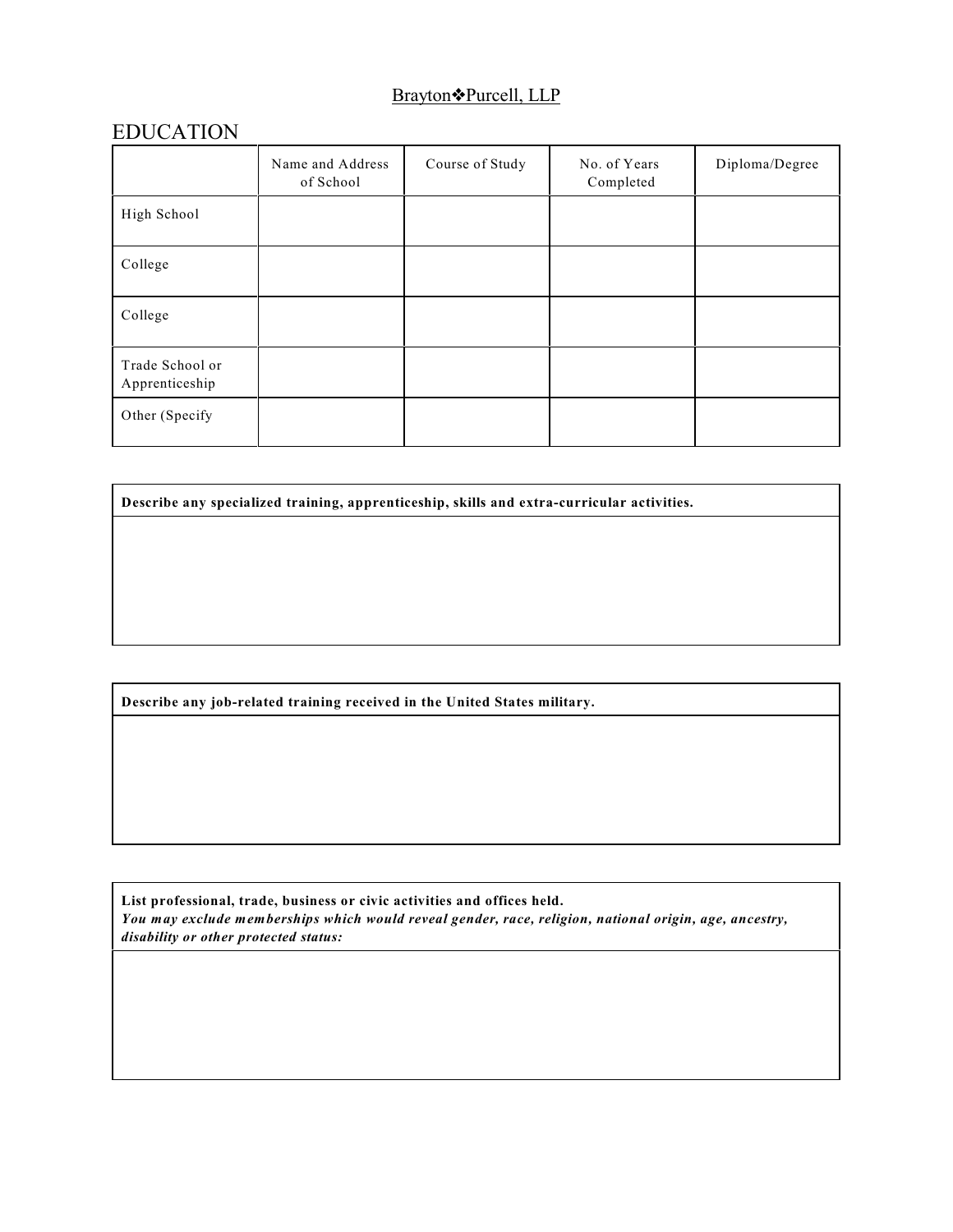Brayton❖Purcell, LLP

# EDUCATION

| | Name and Address of School | Course of Study | No. of Years Completed | Diploma/Degree |
|---|---|---|---|---|
| High School | | | | |
| College | | | | |
| College | | | | |
| Trade School or Apprenticeship | | | | |
| Other (Specify | | | | |

| **Describe any specialized training, apprenticeship, skills and extra-curricular activities.** |
|---|
| |

| **Describe any job-related training received in the United States military.** |
|---|
| |

| **List professional, trade, business or civic activities and offices held.** ***You may exclude memberships which would reveal gender, race, religion, national origin, age, ancestry, disability or other protected status:*** |
|---|
| |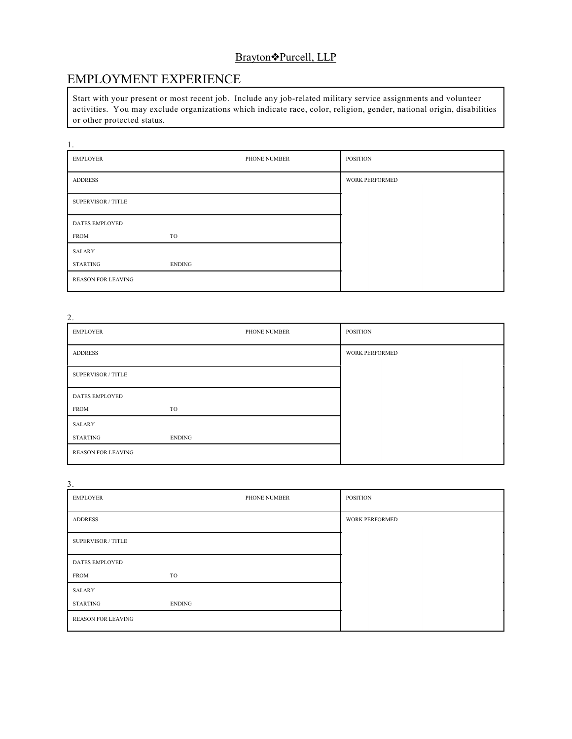Brayton❖Purcell, LLP

# EMPLOYMENT EXPERIENCE

Start with your present or most recent job. Include any job-related military service assignments and volunteer activities. You may exclude organizations which indicate race, color, religion, gender, national origin, disabilities or other protected status.

1.

| EMPLOYER | | PHONE NUMBER | POSITION |
|---|---|---|---|
| ADDRESS | | | WORK PERFORMED |
| SUPERVISOR / TITLE | | | |
| DATES EMPLOYED<br>FROM | TO | | |
| SALARY<br>STARTING | ENDING | | |
| REASON FOR LEAVING | | | |

2.

| EMPLOYER | | PHONE NUMBER | POSITION |
|---|---|---|---|
| ADDRESS | | | WORK PERFORMED |
| SUPERVISOR / TITLE | | | |
| DATES EMPLOYED<br>FROM | TO | | |
| SALARY<br>STARTING | ENDING | | |
| REASON FOR LEAVING | | | |

3.

| EMPLOYER | | PHONE NUMBER | POSITION |
|---|---|---|---|
| ADDRESS | | | WORK PERFORMED |
| SUPERVISOR / TITLE | | | |
| DATES EMPLOYED<br>FROM | TO | | |
| SALARY<br>STARTING | ENDING | | |
| REASON FOR LEAVING | | | |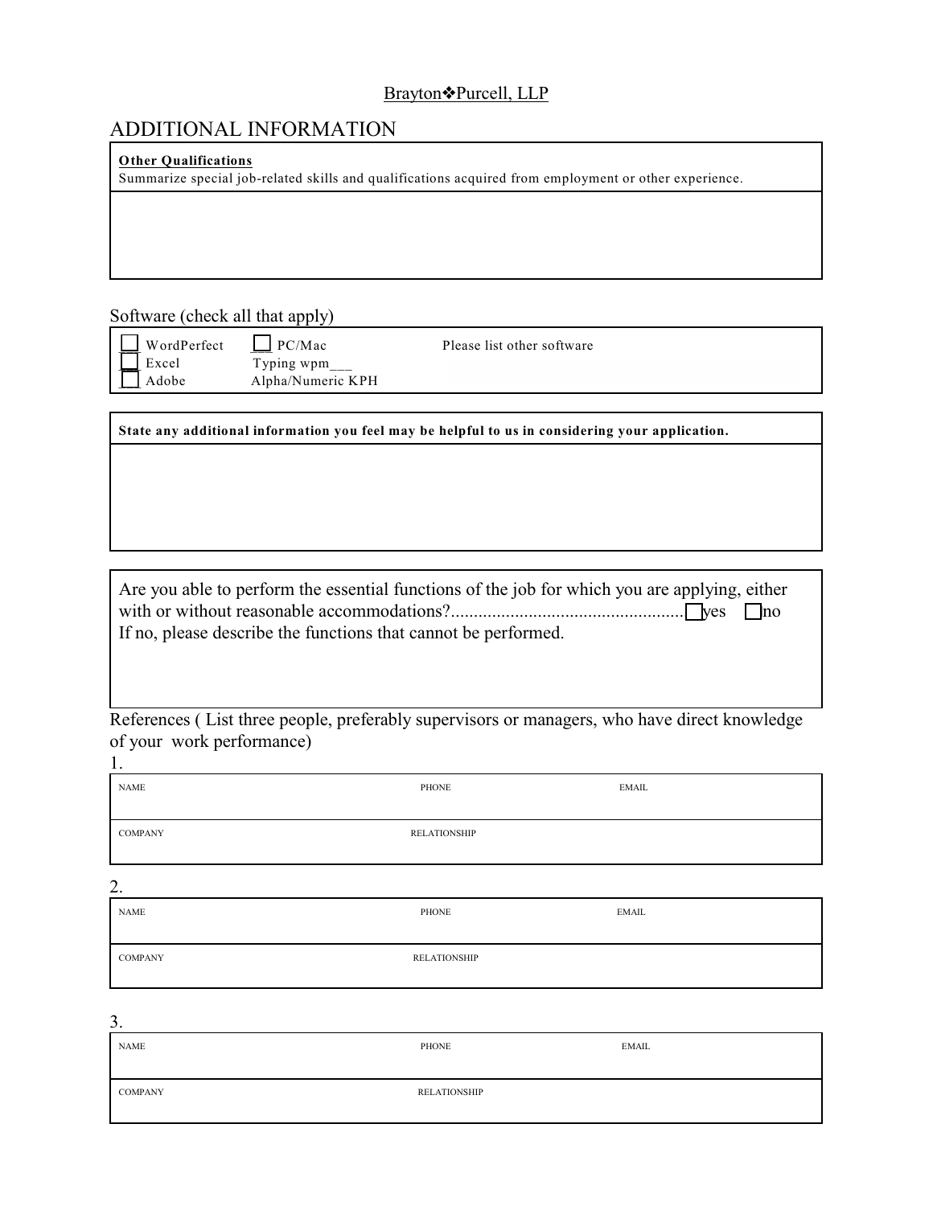Brayton❖Purcell, LLP

# ADDITIONAL INFORMATION

| **Other Qualifications**<br>Summarize special job-related skills and qualifications acquired from employment or other experience. |
|---|
| |

## Software (check all that apply)

| | | |
|---|---|---|
| ☐ WordPerfect | ☐ PC/Mac | Please list other software |
| ☐ Excel | Typing wpm___ | |
| ☐ Adobe | Alpha/Numeric KPH | |

| **State any additional information you feel may be helpful to us in considering your application.** |
|---|
| |

Are you able to perform the essential functions of the job for which you are applying, either with or without reasonable accommodations?.................................................. ☐ yes ☐ no
If no, please describe the functions that cannot be performed.

References ( List three people, preferably supervisors or managers, who have direct knowledge of your work performance)

1.

| NAME | PHONE | EMAIL |
|---|---|---|
| COMPANY | RELATIONSHIP | |

2.

| NAME | PHONE | EMAIL |
|---|---|---|
| COMPANY | RELATIONSHIP | |

3.

| NAME | PHONE | EMAIL |
|---|---|---|
| COMPANY | RELATIONSHIP | |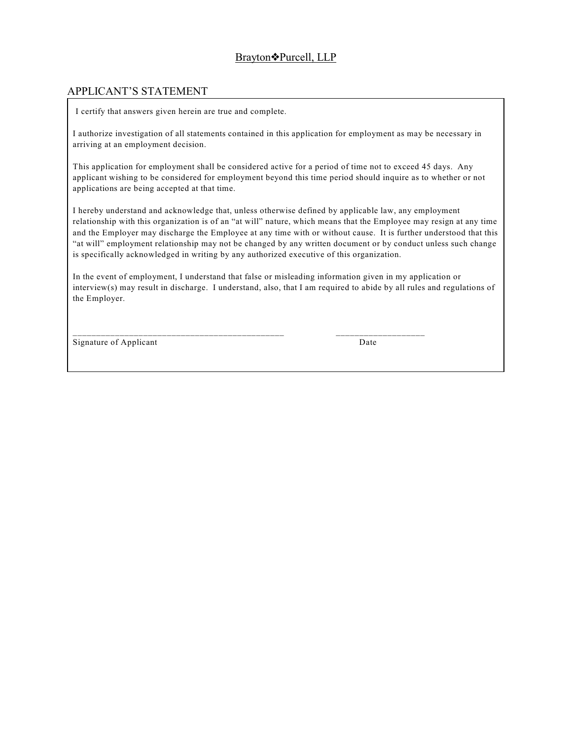Brayton❖Purcell, LLP

## APPLICANT'S STATEMENT

I certify that answers given herein are true and complete.

I authorize investigation of all statements contained in this application for employment as may be necessary in arriving at an employment decision.

This application for employment shall be considered active for a period of time not to exceed 45 days. Any applicant wishing to be considered for employment beyond this time period should inquire as to whether or not applications are being accepted at that time.

I hereby understand and acknowledge that, unless otherwise defined by applicable law, any employment relationship with this organization is of an "at will" nature, which means that the Employee may resign at any time and the Employer may discharge the Employee at any time with or without cause. It is further understood that this "at will" employment relationship may not be changed by any written document or by conduct unless such change is specifically acknowledged in writing by any authorized executive of this organization.

In the event of employment, I understand that false or misleading information given in my application or interview(s) may result in discharge. I understand, also, that I am required to abide by all rules and regulations of the Employer.

_____________________________________________ __________________

Signature of Applicant Date